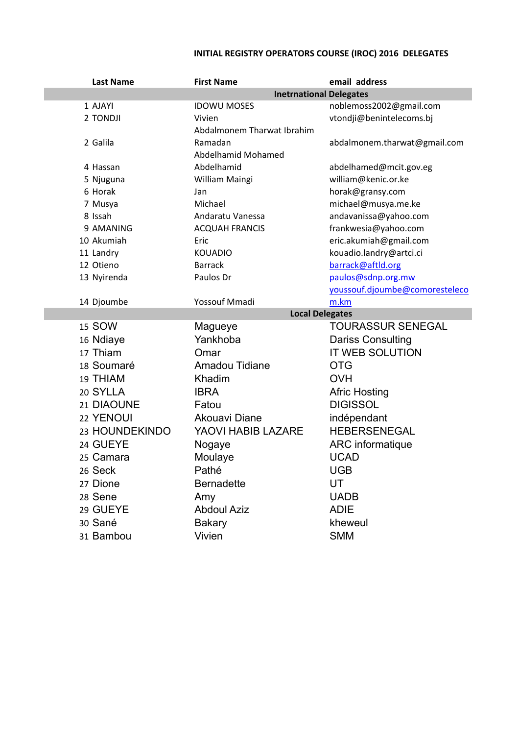# INITIAL REGISTRY OPERATORS COURSE (IROC) 2016 DELEGATES

| | Last Name | First Name | email address |
|---|---|---|---|
| | | **Ietnational Delegates** | |
| 1 | AJAYI | IDOWU MOSES | noblemoss2002@gmail.com |
| 2 | TONDJI | Vivien | vtondji@benintelecoms.bj |
| 2 | Galila | Abdalmonem Tharwat Ibrahim Ramadan | abdalmonem.tharwat@gmail.com |
| 4 | Hassan | Abdelhamid Mohamed Abdelhamid | abdelhamed@mcit.gov.eg |
| 5 | Njuguna | William Maingi | william@kenic.or.ke |
| 6 | Horak | Jan | horak@gransy.com |
| 7 | Musya | Michael | michael@musya.me.ke |
| 8 | Issah | Andaratu Vanessa | andavanissa@yahoo.com |
| 9 | AMANING | ACQUAH FRANCIS | frankwesia@yahoo.com |
| 10 | Akumiah | Eric | eric.akumiah@gmail.com |
| 11 | Landry | KOUADIO | kouadio.landry@artci.ci |
| 12 | Otieno | Barrack | barrack@aftld.org |
| 13 | Nyirenda | Paulos Dr | paulos@sdnp.org.mw |
| 14 | Djoumbe | Yossouf Mmadi | youssouf.djoumbe@comoresteleco m.km |
| | | **Local Delegates** | |
| 15 | SOW | Mágueye | TOURASSUR SENEGAL |
| 16 | Ndiaye | Yankhoba | Dariss Consulting |
| 17 | Thiam | Omar | IT WEB SOLUTION |
| 18 | Soumaré | Amadou Tidiane | OTG |
| 19 | THIAM | Khadim | OVH |
| 20 | SYLLA | IBRA | Afric Hosting |
| 21 | DIAOUNE | Fatou | DIGISSOL |
| 22 | YENOUI | Akouavi Diane | indépendant |
| 23 | HOUNDEKINDO | YAOVI HABIB LAZARE | HEBERSENEGAL |
| 24 | GUEYE | Nogaye | ARC informatique |
| 25 | Camara | Moulaye | UCAD |
| 26 | Seck | Pathé | UGB |
| 27 | Dione | Bernadette | UT |
| 28 | Sene | Amy | UADB |
| 29 | GUEYE | Abdoul Aziz | ADIE |
| 30 | Sané | Bakary | kheweul |
| 31 | Bambou | Vivien | SMM |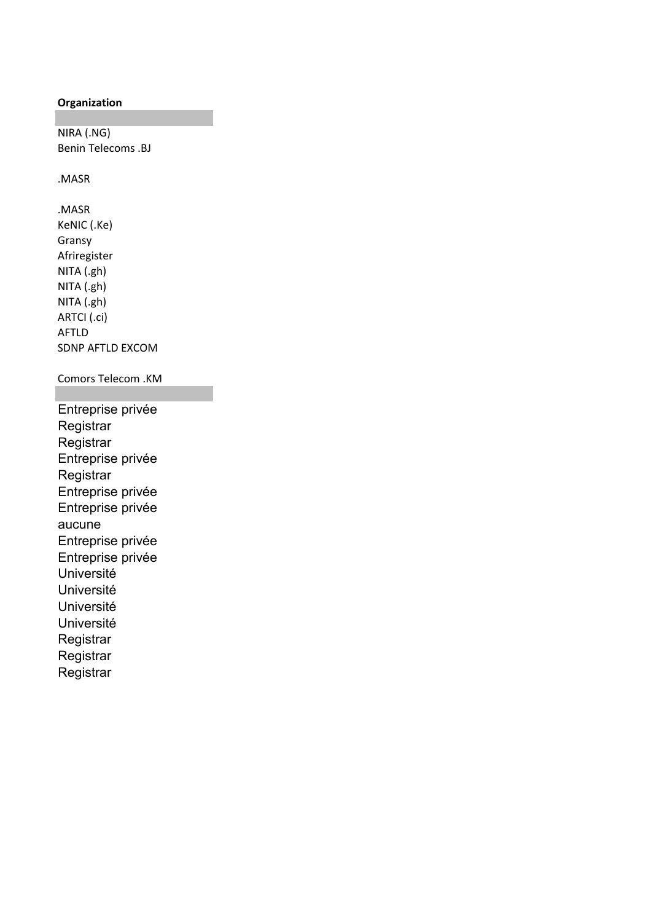| Organization |
| --- |
| |
| NIRA (.NG) |
| Benin Telecoms .BJ |
| |
| .MASR |
| |
| .MASR |
| KeNIC (.Ke) |
| Gransy |
| Afriregister |
| NITA (.gh) |
| NITA (.gh) |
| NITA (.gh) |
| ARTCI (.ci) |
| AFTLD |
| SDNP AFTLD EXCOM |
| |
| Comors Telecom .KM |
| |
| Entreprise privée |
| Registrar |
| Registrar |
| Entreprise privée |
| Registrar |
| Entreprise privée |
| Entreprise privée |
| aucune |
| Entreprise privée |
| Entreprise privée |
| Université |
| Université |
| Université |
| Université |
| Registrar |
| Registrar |
| Registrar |